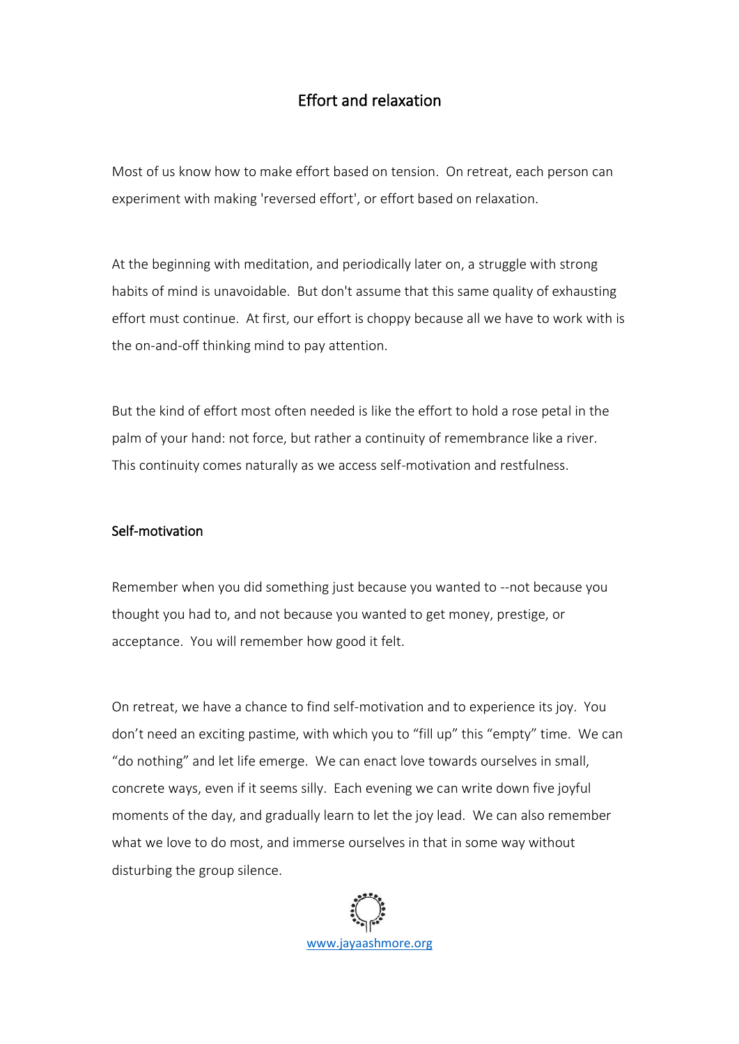# Effort and relaxation

Most of us know how to make effort based on tension. On retreat, each person can experiment with making 'reversed effort', or effort based on relaxation.

At the beginning with meditation, and periodically later on, a struggle with strong habits of mind is unavoidable. But don't assume that this same quality of exhausting effort must continue. At first, our effort is choppy because all we have to work with is the on-and-off thinking mind to pay attention.

But the kind of effort most often needed is like the effort to hold a rose petal in the palm of your hand: not force, but rather a continuity of remembrance like a river. This continuity comes naturally as we access self-motivation and restfulness.

## Self-motivation

Remember when you did something just because you wanted to --not because you thought you had to, and not because you wanted to get money, prestige, or acceptance. You will remember how good it felt.

On retreat, we have a chance to find self-motivation and to experience its joy. You don't need an exciting pastime, with which you to "fill up" this "empty" time. We can "do nothing" and let life emerge. We can enact love towards ourselves in small, concrete ways, even if it seems silly. Each evening we can write down five joyful moments of the day, and gradually learn to let the joy lead. We can also remember what we love to do most, and immerse ourselves in that in some way without disturbing the group silence.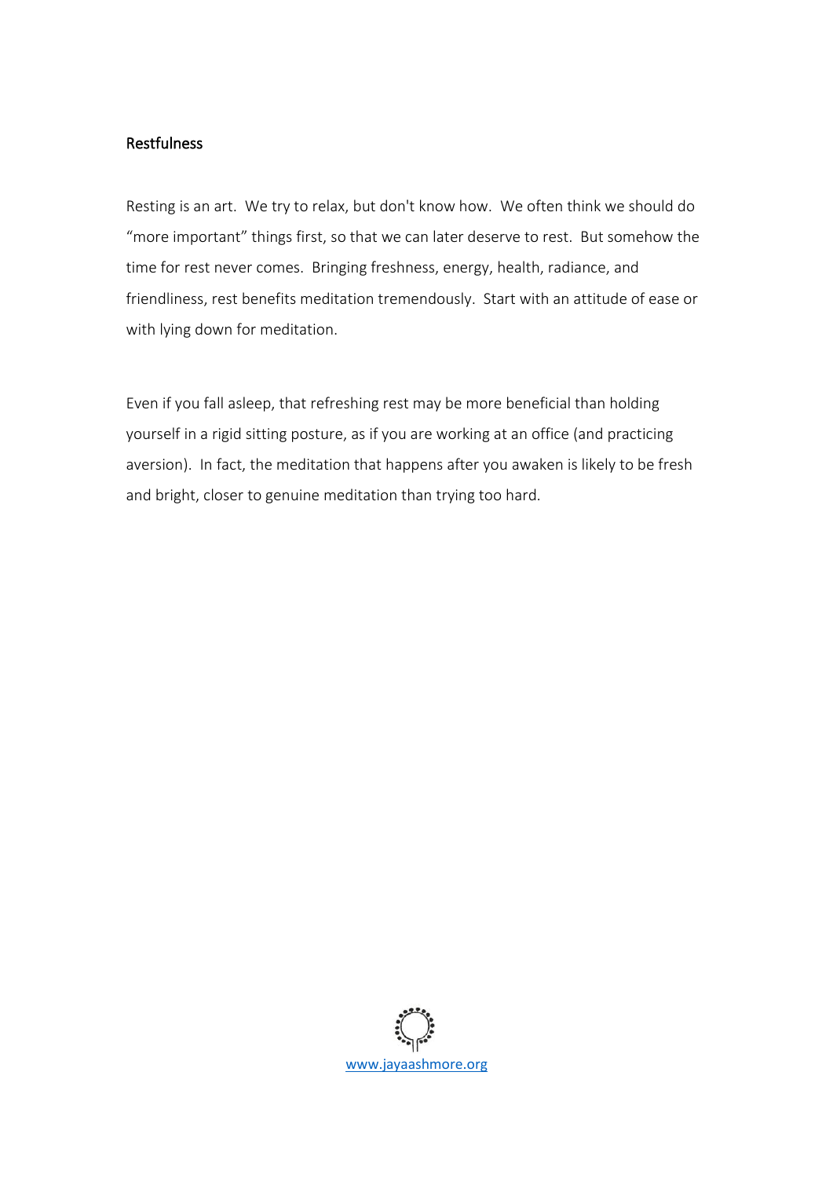## Restfulness

Resting is an art. We try to relax, but don't know how. We often think we should do "more important" things first, so that we can later deserve to rest. But somehow the time for rest never comes. Bringing freshness, energy, health, radiance, and friendliness, rest benefits meditation tremendously. Start with an attitude of ease or with lying down for meditation.

Even if you fall asleep, that refreshing rest may be more beneficial than holding yourself in a rigid sitting posture, as if you are working at an office (and practicing aversion). In fact, the meditation that happens after you awaken is likely to be fresh and bright, closer to genuine meditation than trying too hard.

www.jayaashmore.org